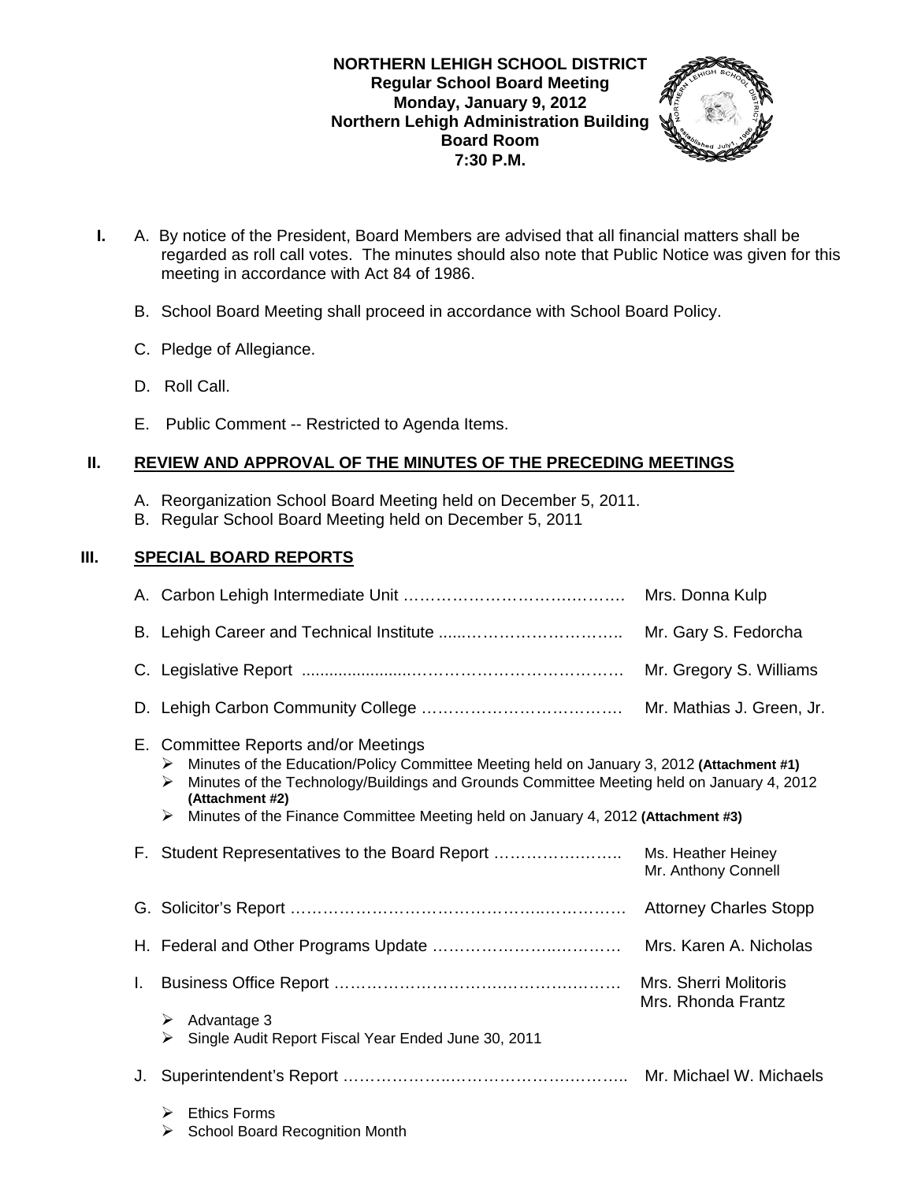**NORTHERN LEHIGH SCHOOL DISTRICT**
**Regular School Board Meeting**
**Monday, January 9, 2012**
**Northern Lehigh Administration Building**
**Board Room**
**7:30 P.M.**

**I.** A. By notice of the President, Board Members are advised that all financial matters shall be regarded as roll call votes. The minutes should also note that Public Notice was given for this meeting in accordance with Act 84 of 1986.

B. School Board Meeting shall proceed in accordance with School Board Policy.

C. Pledge of Allegiance.

D. Roll Call.

E. Public Comment -- Restricted to Agenda Items.

## II. REVIEW AND APPROVAL OF THE MINUTES OF THE PRECEDING MEETINGS

A. Reorganization School Board Meeting held on December 5, 2011.
B. Regular School Board Meeting held on December 5, 2011

## III. SPECIAL BOARD REPORTS

A. Carbon Lehigh Intermediate Unit ………………………………………. Mrs. Donna Kulp

B. Lehigh Career and Technical Institute ……………………………….. Mr. Gary S. Fedorcha

C. Legislative Report ……………………………………………………. Mr. Gregory S. Williams

D. Lehigh Carbon Community College ………………………………. Mr. Mathias J. Green, Jr.

E. Committee Reports and/or Meetings
- Minutes of the Education/Policy Committee Meeting held on January 3, 2012 **(Attachment #1)**
- Minutes of the Technology/Buildings and Grounds Committee Meeting held on January 4, 2012 **(Attachment #2)**
- Minutes of the Finance Committee Meeting held on January 4, 2012 **(Attachment #3)**

F. Student Representatives to the Board Report ……………………. Ms. Heather Heiney, Mr. Anthony Connell

G. Solicitor's Report ……………………………………………………. Attorney Charles Stopp

H. Federal and Other Programs Update ……………………………… Mrs. Karen A. Nicholas

I. Business Office Report ………………………………………………. Mrs. Sherri Molitoris, Mrs. Rhonda Frantz
- Advantage 3
- Single Audit Report Fiscal Year Ended June 30, 2011

J. Superintendent's Report ……………………………………………. Mr. Michael W. Michaels
- Ethics Forms
- School Board Recognition Month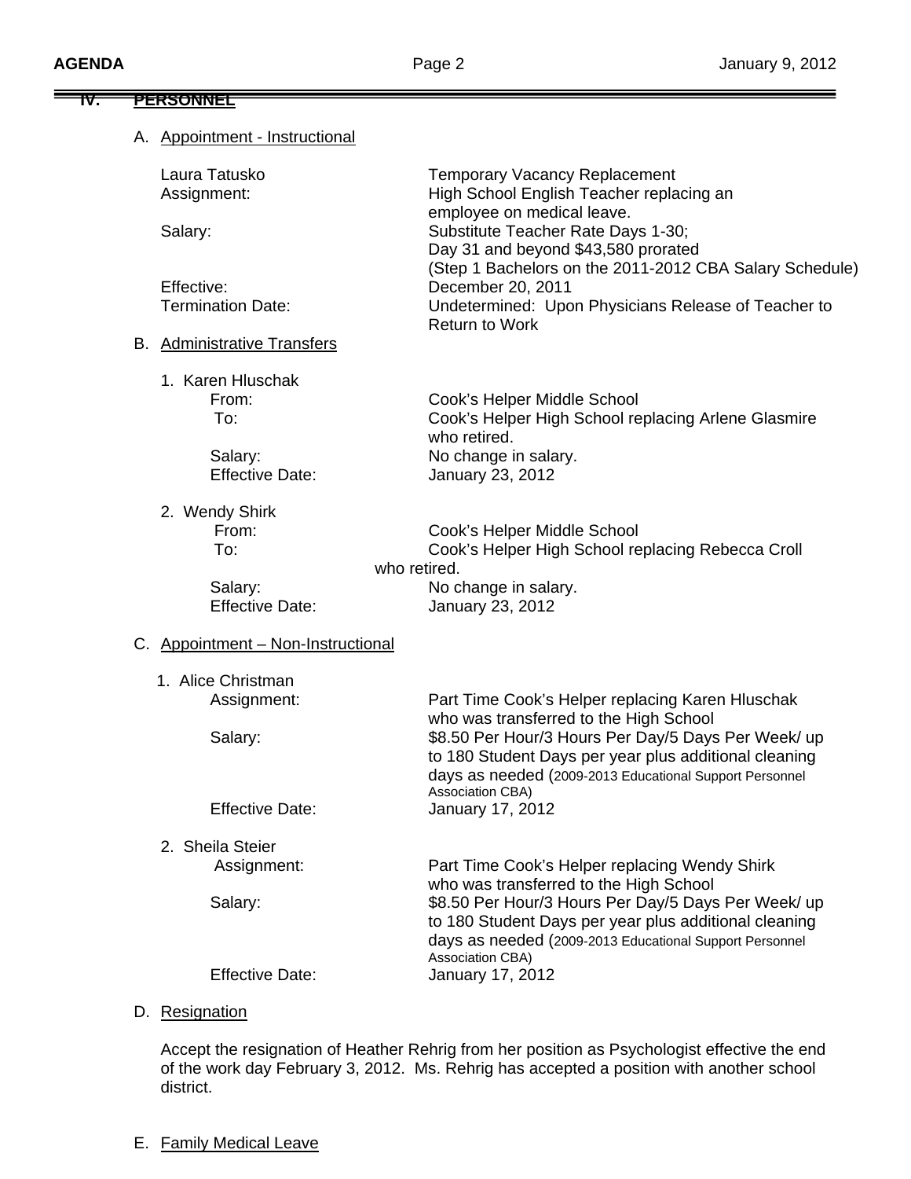## IV. PERSONNEL

### A. Appointment - Instructional

Laura Tatusko — Temporary Vacancy Replacement

Assignment: High School English Teacher replacing an employee on medical leave.

Salary: Substitute Teacher Rate Days 1-30; Day 31 and beyond $43,580 prorated (Step 1 Bachelors on the 2011-2012 CBA Salary Schedule)

Effective: December 20, 2011

Termination Date: Undetermined: Upon Physicians Release of Teacher to Return to Work

### B. Administrative Transfers

1. Karen Hluschak
   - From: Cook's Helper Middle School
   - To: Cook's Helper High School replacing Arlene Glasmire who retired.
   - Salary: No change in salary.
   - Effective Date: January 23, 2012

2. Wendy Shirk
   - From: Cook's Helper Middle School
   - To: Cook's Helper High School replacing Rebecca Croll who retired.
   - Salary: No change in salary.
   - Effective Date: January 23, 2012

### C. Appointment – Non-Instructional

1. Alice Christman
   - Assignment: Part Time Cook's Helper replacing Karen Hluschak who was transferred to the High School
   - Salary: $8.50 Per Hour/3 Hours Per Day/5 Days Per Week/ up to 180 Student Days per year plus additional cleaning days as needed (2009-2013 Educational Support Personnel Association CBA)
   - Effective Date: January 17, 2012

2. Sheila Steier
   - Assignment: Part Time Cook's Helper replacing Wendy Shirk who was transferred to the High School
   - Salary: $8.50 Per Hour/3 Hours Per Day/5 Days Per Week/ up to 180 Student Days per year plus additional cleaning days as needed (2009-2013 Educational Support Personnel Association CBA)
   - Effective Date: January 17, 2012

### D. Resignation

Accept the resignation of Heather Rehrig from her position as Psychologist effective the end of the work day February 3, 2012. Ms. Rehrig has accepted a position with another school district.

### E. Family Medical Leave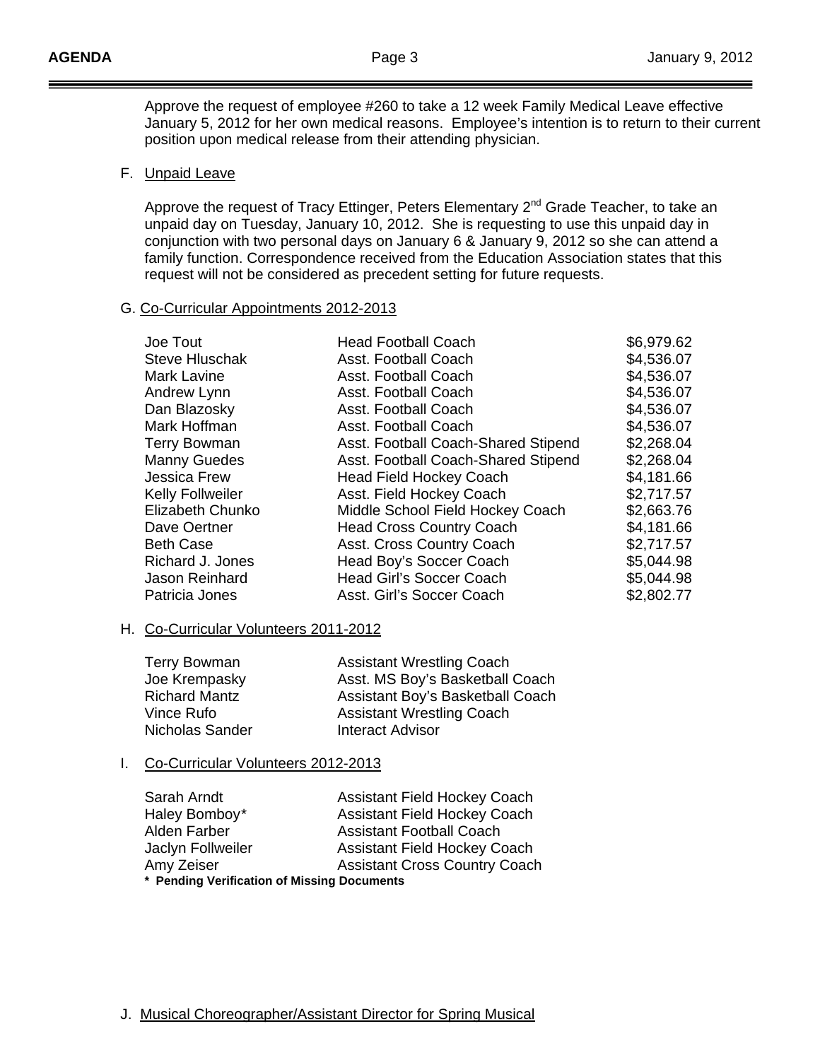Approve the request of employee #260 to take a 12 week Family Medical Leave effective January 5, 2012 for her own medical reasons. Employee's intention is to return to their current position upon medical release from their attending physician.

F. Unpaid Leave

Approve the request of Tracy Ettinger, Peters Elementary 2nd Grade Teacher, to take an unpaid day on Tuesday, January 10, 2012. She is requesting to use this unpaid day in conjunction with two personal days on January 6 & January 9, 2012 so she can attend a family function. Correspondence received from the Education Association states that this request will not be considered as precedent setting for future requests.

G. Co-Curricular Appointments 2012-2013

| | | |
|---|---|---|
| Joe Tout | Head Football Coach | $6,979.62 |
| Steve Hluschak | Asst. Football Coach | $4,536.07 |
| Mark Lavine | Asst. Football Coach | $4,536.07 |
| Andrew Lynn | Asst. Football Coach | $4,536.07 |
| Dan Blazosky | Asst. Football Coach | $4,536.07 |
| Mark Hoffman | Asst. Football Coach | $4,536.07 |
| Terry Bowman | Asst. Football Coach-Shared Stipend | $2,268.04 |
| Manny Guedes | Asst. Football Coach-Shared Stipend | $2,268.04 |
| Jessica Frew | Head Field Hockey Coach | $4,181.66 |
| Kelly Follweiler | Asst. Field Hockey Coach | $2,717.57 |
| Elizabeth Chunko | Middle School Field Hockey Coach | $2,663.76 |
| Dave Oertner | Head Cross Country Coach | $4,181.66 |
| Beth Case | Asst. Cross Country Coach | $2,717.57 |
| Richard J. Jones | Head Boy's Soccer Coach | $5,044.98 |
| Jason Reinhard | Head Girl's Soccer Coach | $5,044.98 |
| Patricia Jones | Asst. Girl's Soccer Coach | $2,802.77 |

H. Co-Curricular Volunteers 2011-2012

| | |
|---|---|
| Terry Bowman | Assistant Wrestling Coach |
| Joe Krempasky | Asst. MS Boy's Basketball Coach |
| Richard Mantz | Assistant Boy's Basketball Coach |
| Vince Rufo | Assistant Wrestling Coach |
| Nicholas Sander | Interact Advisor |

I. Co-Curricular Volunteers 2012-2013

| | |
|---|---|
| Sarah Arndt | Assistant Field Hockey Coach |
| Haley Bomboy* | Assistant Field Hockey Coach |
| Alden Farber | Assistant Football Coach |
| Jaclyn Follweiler | Assistant Field Hockey Coach |
| Amy Zeiser | Assistant Cross Country Coach |

**\* Pending Verification of Missing Documents**

J. Musical Choreographer/Assistant Director for Spring Musical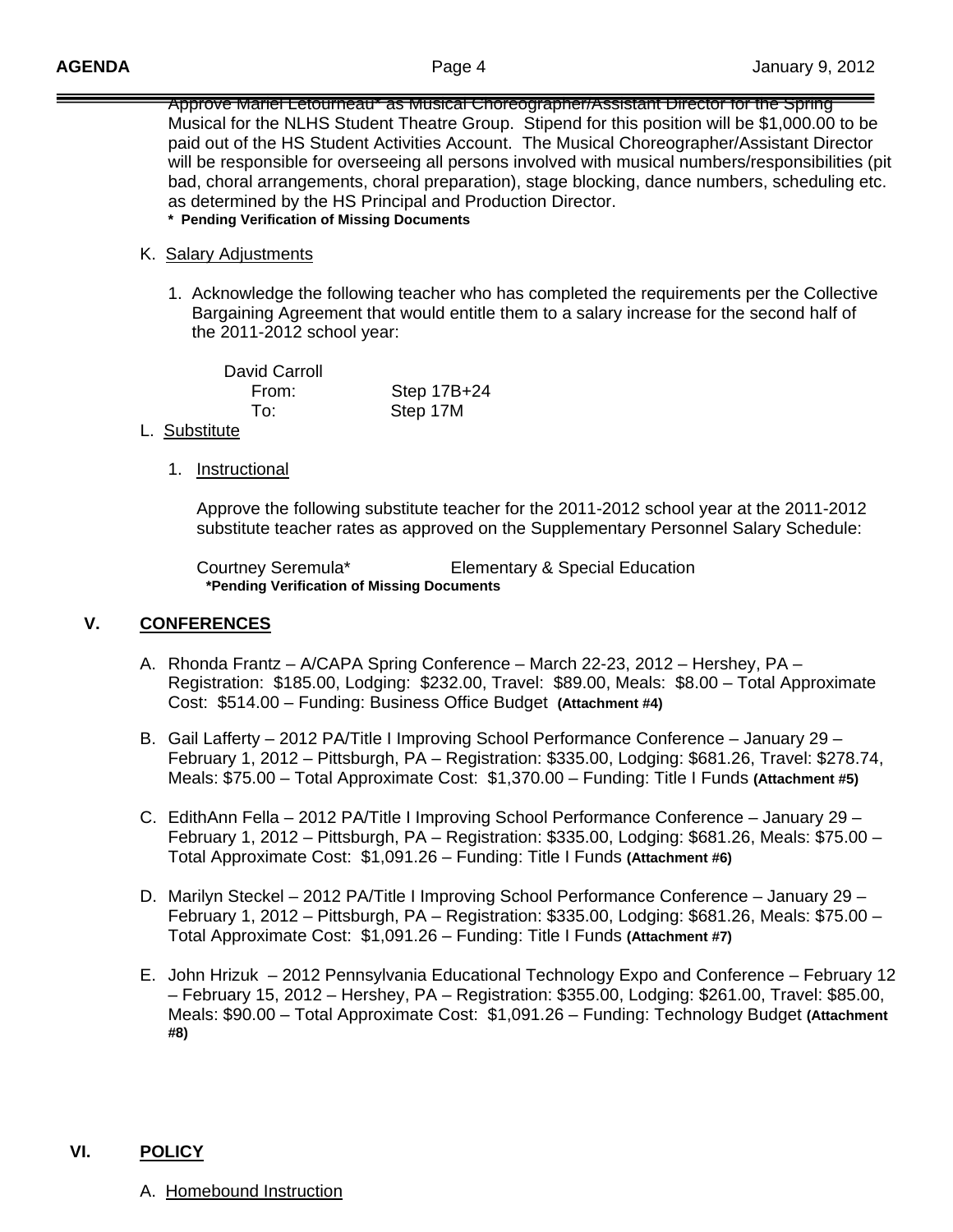Approve Mariel Letourneau* as Musical Choreographer/Assistant Director for the Spring Musical for the NLHS Student Theatre Group. Stipend for this position will be $1,000.00 to be paid out of the HS Student Activities Account. The Musical Choreographer/Assistant Director will be responsible for overseeing all persons involved with musical numbers/responsibilities (pit bad, choral arrangements, choral preparation), stage blocking, dance numbers, scheduling etc. as determined by the HS Principal and Production Director.

**\* Pending Verification of Missing Documents**

K. Salary Adjustments

1. Acknowledge the following teacher who has completed the requirements per the Collective Bargaining Agreement that would entitle them to a salary increase for the second half of the 2011-2012 school year:

   David Carroll
   From: Step 17B+24
   To: Step 17M

L. Substitute

1. Instructional

   Approve the following substitute teacher for the 2011-2012 school year at the 2011-2012 substitute teacher rates as approved on the Supplementary Personnel Salary Schedule:

   Courtney Seremula* Elementary & Special Education
   **\*Pending Verification of Missing Documents**

## V. CONFERENCES

A. Rhonda Frantz – A/CAPA Spring Conference – March 22-23, 2012 – Hershey, PA – Registration: $185.00, Lodging: $232.00, Travel: $89.00, Meals: $8.00 – Total Approximate Cost: $514.00 – Funding: Business Office Budget **(Attachment #4)**

B. Gail Lafferty – 2012 PA/Title I Improving School Performance Conference – January 29 – February 1, 2012 – Pittsburgh, PA – Registration: $335.00, Lodging: $681.26, Travel: $278.74, Meals: $75.00 – Total Approximate Cost: $1,370.00 – Funding: Title I Funds **(Attachment #5)**

C. EdithAnn Fella – 2012 PA/Title I Improving School Performance Conference – January 29 – February 1, 2012 – Pittsburgh, PA – Registration: $335.00, Lodging: $681.26, Meals: $75.00 – Total Approximate Cost: $1,091.26 – Funding: Title I Funds **(Attachment #6)**

D. Marilyn Steckel – 2012 PA/Title I Improving School Performance Conference – January 29 – February 1, 2012 – Pittsburgh, PA – Registration: $335.00, Lodging: $681.26, Meals: $75.00 – Total Approximate Cost: $1,091.26 – Funding: Title I Funds **(Attachment #7)**

E. John Hrizuk – 2012 Pennsylvania Educational Technology Expo and Conference – February 12 – February 15, 2012 – Hershey, PA – Registration: $355.00, Lodging: $261.00, Travel: $85.00, Meals: $90.00 – Total Approximate Cost: $1,091.26 – Funding: Technology Budget **(Attachment #8)**

## VI. POLICY

A. Homebound Instruction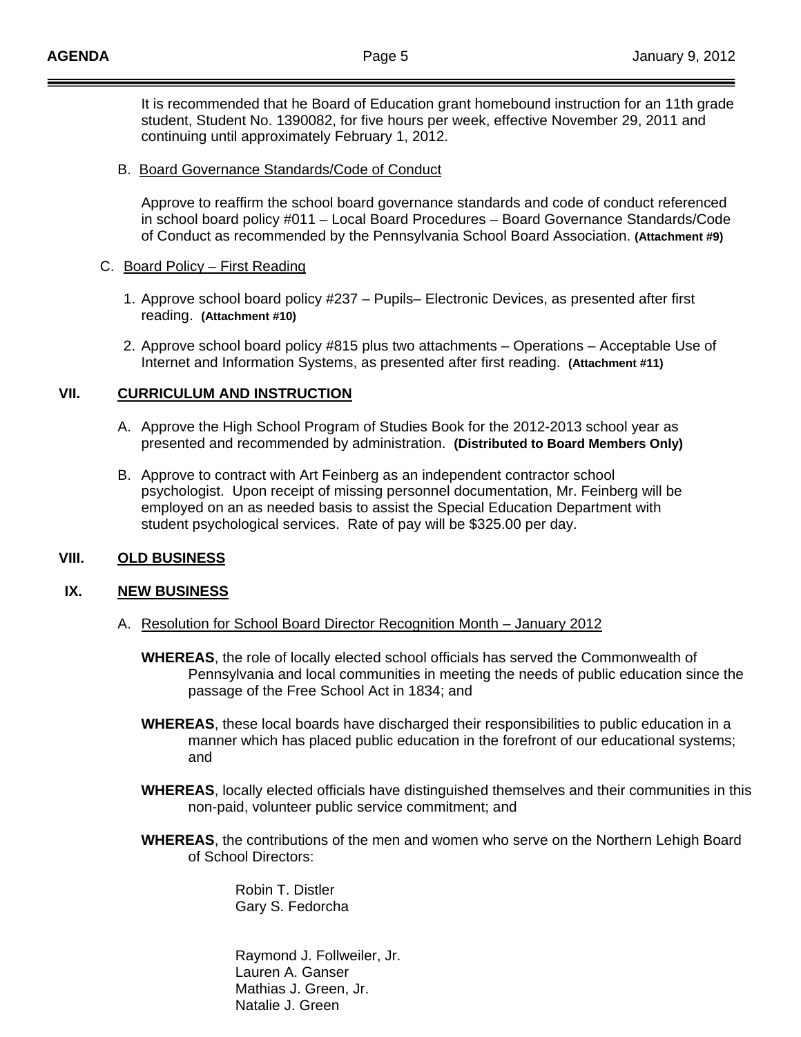It is recommended that he Board of Education grant homebound instruction for an 11th grade student, Student No. 1390082, for five hours per week, effective November 29, 2011 and continuing until approximately February 1, 2012.

B. Board Governance Standards/Code of Conduct

Approve to reaffirm the school board governance standards and code of conduct referenced in school board policy #011 – Local Board Procedures – Board Governance Standards/Code of Conduct as recommended by the Pennsylvania School Board Association. **(Attachment #9)**

C. Board Policy – First Reading

1. Approve school board policy #237 – Pupils– Electronic Devices, as presented after first reading. **(Attachment #10)**

2. Approve school board policy #815 plus two attachments – Operations – Acceptable Use of Internet and Information Systems, as presented after first reading. **(Attachment #11)**

## VII. CURRICULUM AND INSTRUCTION

A. Approve the High School Program of Studies Book for the 2012-2013 school year as presented and recommended by administration. **(Distributed to Board Members Only)**

B. Approve to contract with Art Feinberg as an independent contractor school psychologist. Upon receipt of missing personnel documentation, Mr. Feinberg will be employed on an as needed basis to assist the Special Education Department with student psychological services. Rate of pay will be $325.00 per day.

## VIII. OLD BUSINESS

## IX. NEW BUSINESS

A. Resolution for School Board Director Recognition Month – January 2012

**WHEREAS**, the role of locally elected school officials has served the Commonwealth of Pennsylvania and local communities in meeting the needs of public education since the passage of the Free School Act in 1834; and

**WHEREAS**, these local boards have discharged their responsibilities to public education in a manner which has placed public education in the forefront of our educational systems; and

**WHEREAS**, locally elected officials have distinguished themselves and their communities in this non-paid, volunteer public service commitment; and

**WHEREAS**, the contributions of the men and women who serve on the Northern Lehigh Board of School Directors:

Robin T. Distler
Gary S. Fedorcha

Raymond J. Follweiler, Jr.
Lauren A. Ganser
Mathias J. Green, Jr.
Natalie J. Green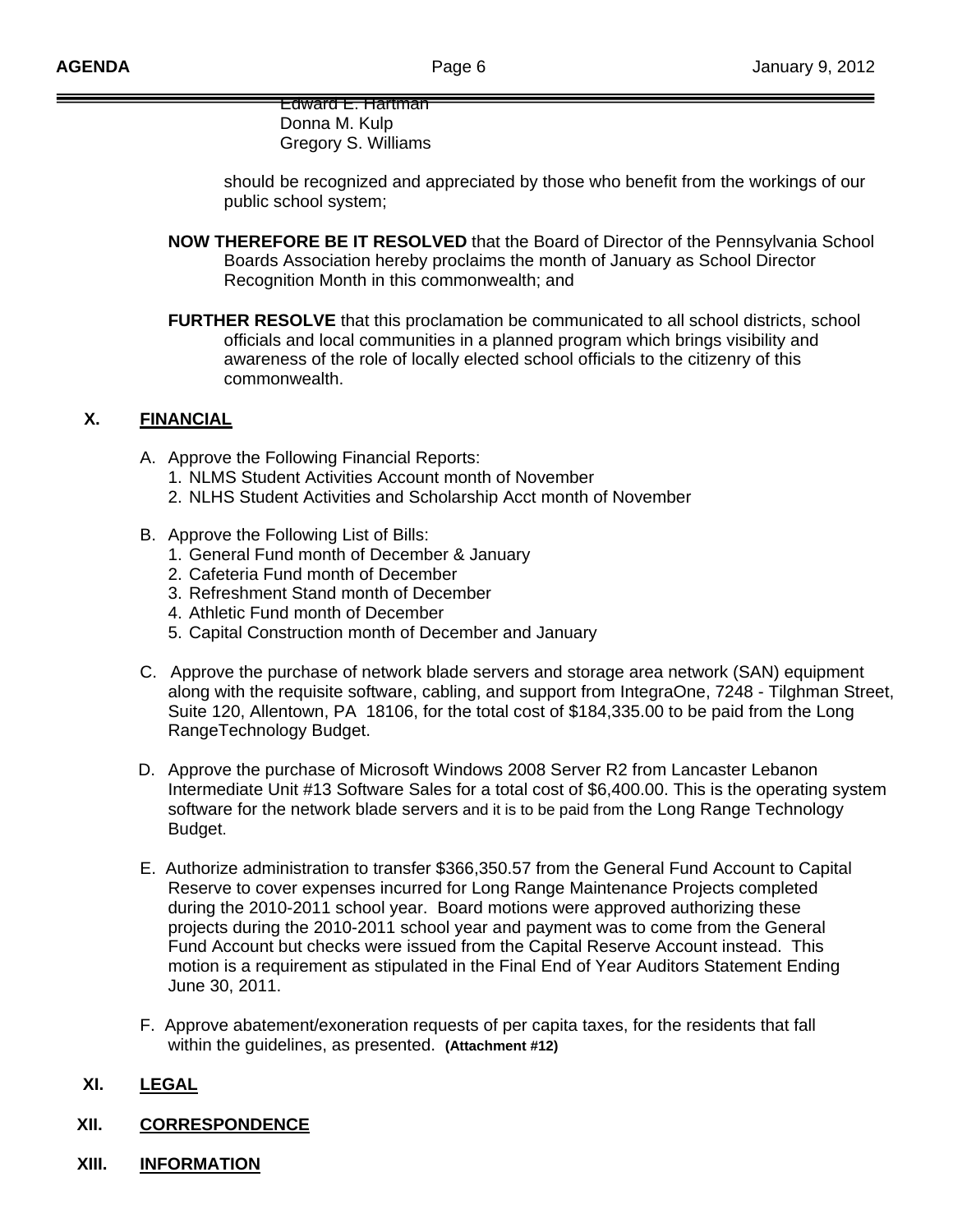Edward E. Hartman
Donna M. Kulp
Gregory S. Williams

should be recognized and appreciated by those who benefit from the workings of our public school system;

**NOW THEREFORE BE IT RESOLVED** that the Board of Director of the Pennsylvania School Boards Association hereby proclaims the month of January as School Director Recognition Month in this commonwealth; and

**FURTHER RESOLVE** that this proclamation be communicated to all school districts, school officials and local communities in a planned program which brings visibility and awareness of the role of locally elected school officials to the citizenry of this commonwealth.

## X. FINANCIAL

A. Approve the Following Financial Reports:
   1. NLMS Student Activities Account month of November
   2. NLHS Student Activities and Scholarship Acct month of November

B. Approve the Following List of Bills:
   1. General Fund month of December & January
   2. Cafeteria Fund month of December
   3. Refreshment Stand month of December
   4. Athletic Fund month of December
   5. Capital Construction month of December and January

C. Approve the purchase of network blade servers and storage area network (SAN) equipment along with the requisite software, cabling, and support from IntegraOne, 7248 - Tilghman Street, Suite 120, Allentown, PA 18106, for the total cost of $184,335.00 to be paid from the Long RangeTechnology Budget.

D. Approve the purchase of Microsoft Windows 2008 Server R2 from Lancaster Lebanon Intermediate Unit #13 Software Sales for a total cost of $6,400.00. This is the operating system software for the network blade servers and it is to be paid from the Long Range Technology Budget.

E. Authorize administration to transfer $366,350.57 from the General Fund Account to Capital Reserve to cover expenses incurred for Long Range Maintenance Projects completed during the 2010-2011 school year. Board motions were approved authorizing these projects during the 2010-2011 school year and payment was to come from the General Fund Account but checks were issued from the Capital Reserve Account instead. This motion is a requirement as stipulated in the Final End of Year Auditors Statement Ending June 30, 2011.

F. Approve abatement/exoneration requests of per capita taxes, for the residents that fall within the guidelines, as presented. **(Attachment #12)**

## XI. LEGAL

## XII. CORRESPONDENCE

## XIII. INFORMATION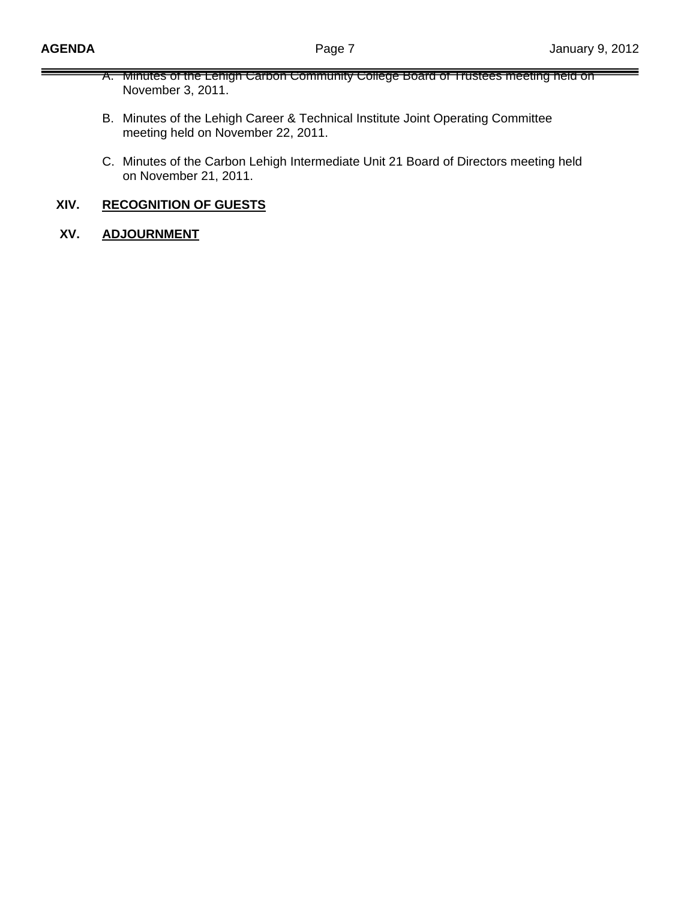A. Minutes of the Lehigh Carbon Community College Board of Trustees meeting held on November 3, 2011.

B. Minutes of the Lehigh Career & Technical Institute Joint Operating Committee meeting held on November 22, 2011.

C. Minutes of the Carbon Lehigh Intermediate Unit 21 Board of Directors meeting held on November 21, 2011.

## XIV. RECOGNITION OF GUESTS

## XV. ADJOURNMENT